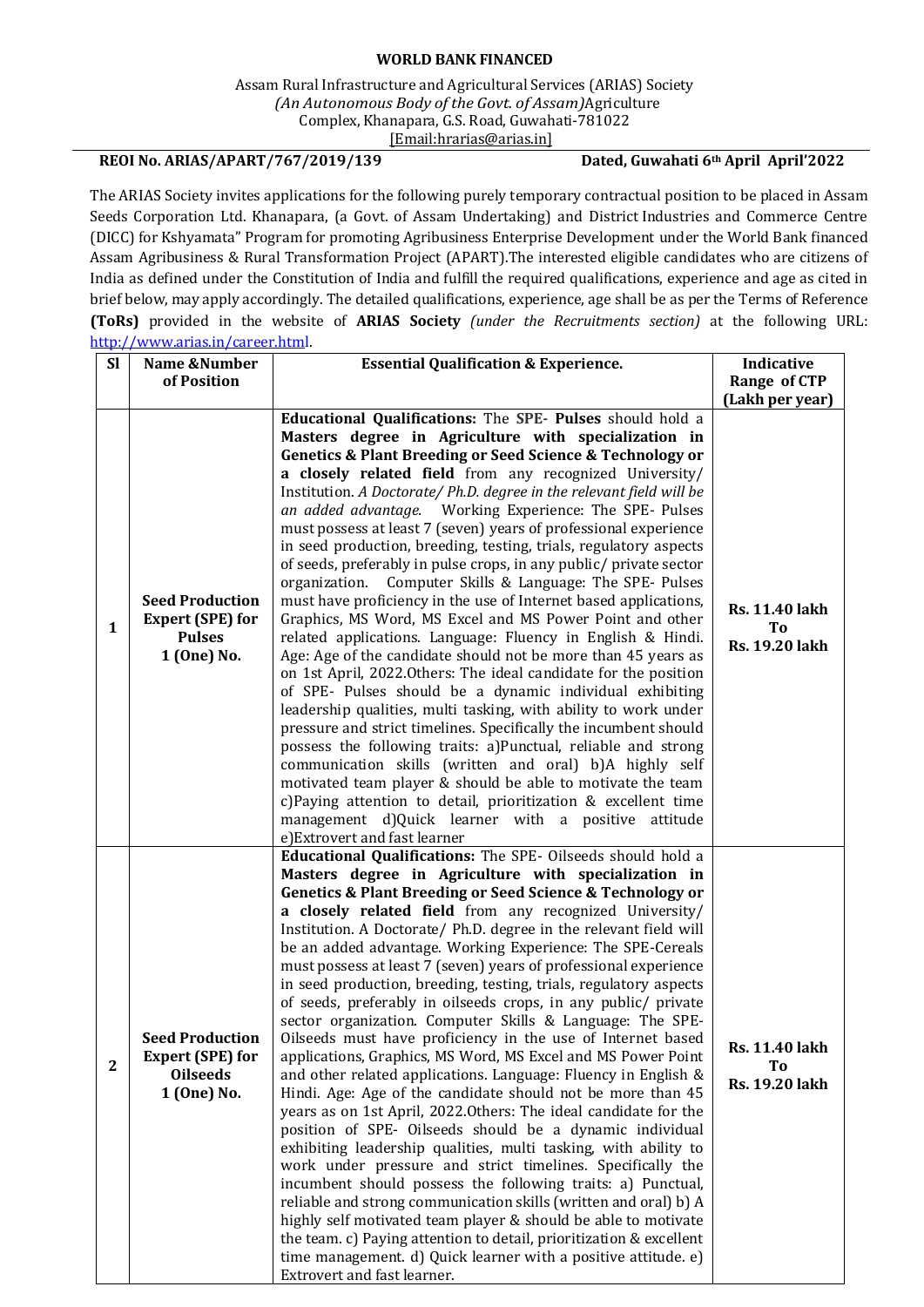**WORLD BANK FINANCED**

Assam Rural Infrastructure and Agricultural Services (ARIAS) Society
*(An Autonomous Body of the Govt. of Assam)*Agriculture
Complex, Khanapara, G.S. Road, Guwahati-781022
[Email:hrarias@arias.in]

**REOI No. ARIAS/APART/767/2019/139** **Dated, Guwahati 6th April April'2022**

The ARIAS Society invites applications for the following purely temporary contractual position to be placed in Assam Seeds Corporation Ltd. Khanapara, (a Govt. of Assam Undertaking) and District Industries and Commerce Centre (DICC) for Kshyamata" Program for promoting Agribusiness Enterprise Development under the World Bank financed Assam Agribusiness & Rural Transformation Project (APART).The interested eligible candidates who are citizens of India as defined under the Constitution of India and fulfill the required qualifications, experience and age as cited in brief below, may apply accordingly. The detailed qualifications, experience, age shall be as per the Terms of Reference **(ToRs)** provided in the website of **ARIAS Society** *(under the Recruitments section)* at the following URL: http://www.arias.in/career.html.

| Sl | Name &Number of Position | Essential Qualification & Experience. | Indicative Range of CTP (Lakh per year) |
|---|---|---|---|
| **1** | **Seed Production Expert (SPE) for Pulses 1 (One) No.** | **Educational Qualifications:** The **SPE- Pulses** should hold a **Masters degree in Agriculture with specialization in Genetics & Plant Breeding or Seed Science & Technology or a closely related field** from any recognized University/ Institution. *A Doctorate/ Ph.D. degree in the relevant field will be an added advantage.* Working Experience: The SPE- Pulses must possess at least 7 (seven) years of professional experience in seed production, breeding, testing, trials, regulatory aspects of seeds, preferably in pulse crops, in any public/ private sector organization. Computer Skills & Language: The SPE- Pulses must have proficiency in the use of Internet based applications, Graphics, MS Word, MS Excel and MS Power Point and other related applications. Language: Fluency in English & Hindi. Age: Age of the candidate should not be more than 45 years as on 1st April, 2022.Others: The ideal candidate for the position of SPE- Pulses should be a dynamic individual exhibiting leadership qualities, multi tasking, with ability to work under pressure and strict timelines. Specifically the incumbent should possess the following traits: a)Punctual, reliable and strong communication skills (written and oral) b)A highly self motivated team player & should be able to motivate the team c)Paying attention to detail, prioritization & excellent time management d)Quick learner with a positive attitude e)Extrovert and fast learner | **Rs. 11.40 lakh To Rs. 19.20 lakh** |
| **2** | **Seed Production Expert (SPE) for Oilseeds 1 (One) No.** | **Educational Qualifications:** The SPE- Oilseeds should hold a **Masters degree in Agriculture with specialization in Genetics & Plant Breeding or Seed Science & Technology or a closely related field** from any recognized University/ Institution. A Doctorate/ Ph.D. degree in the relevant field will be an added advantage. Working Experience: The SPE-Cereals must possess at least 7 (seven) years of professional experience in seed production, breeding, testing, trials, regulatory aspects of seeds, preferably in oilseeds crops, in any public/ private sector organization. Computer Skills & Language: The SPE- Oilseeds must have proficiency in the use of Internet based applications, Graphics, MS Word, MS Excel and MS Power Point and other related applications. Language: Fluency in English & Hindi. Age: Age of the candidate should not be more than 45 years as on 1st April, 2022.Others: The ideal candidate for the position of SPE- Oilseeds should be a dynamic individual exhibiting leadership qualities, multi tasking, with ability to work under pressure and strict timelines. Specifically the incumbent should possess the following traits: a) Punctual, reliable and strong communication skills (written and oral) b) A highly self motivated team player & should be able to motivate the team. c) Paying attention to detail, prioritization & excellent time management. d) Quick learner with a positive attitude. e) Extrovert and fast learner. | **Rs. 11.40 lakh To Rs. 19.20 lakh** |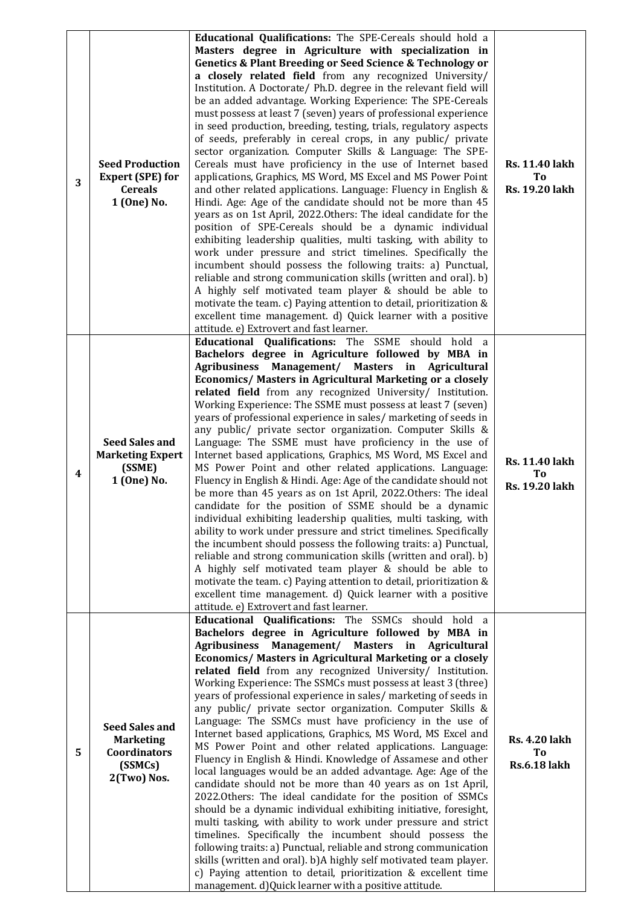| | | | |
|---|---|---|---|
| 3 | **Seed Production Expert (SPE) for Cereals**<br>**1 (One) No.** | **Educational Qualifications:** The SPE-Cereals should hold a **Masters degree in Agriculture with specialization in Genetics & Plant Breeding or Seed Science & Technology or a closely related field** from any recognized University/ Institution. A Doctorate/ Ph.D. degree in the relevant field will be an added advantage. Working Experience: The SPE-Cereals must possess at least 7 (seven) years of professional experience in seed production, breeding, testing, trials, regulatory aspects of seeds, preferably in cereal crops, in any public/ private sector organization. Computer Skills & Language: The SPE-Cereals must have proficiency in the use of Internet based applications, Graphics, MS Word, MS Excel and MS Power Point and other related applications. Language: Fluency in English & Hindi. Age: Age of the candidate should not be more than 45 years as on 1st April, 2022.Others: The ideal candidate for the position of SPE-Cereals should be a dynamic individual exhibiting leadership qualities, multi tasking, with ability to work under pressure and strict timelines. Specifically the incumbent should possess the following traits: a) Punctual, reliable and strong communication skills (written and oral). b) A highly self motivated team player & should be able to motivate the team. c) Paying attention to detail, prioritization & excellent time management. d) Quick learner with a positive attitude. e) Extrovert and fast learner. | **Rs. 11.40 lakh To Rs. 19.20 lakh** |
| 4 | **Seed Sales and Marketing Expert (SSME)**<br>**1 (One) No.** | **Educational Qualifications:** The SSME should hold a **Bachelors degree in Agriculture followed by MBA in Agribusiness Management/ Masters in Agricultural Economics/ Masters in Agricultural Marketing or a closely related field** from any recognized University/ Institution. Working Experience: The SSME must possess at least 7 (seven) years of professional experience in sales/ marketing of seeds in any public/ private sector organization. Computer Skills & Language: The SSME must have proficiency in the use of Internet based applications, Graphics, MS Word, MS Excel and MS Power Point and other related applications. Language: Fluency in English & Hindi. Age: Age of the candidate should not be more than 45 years as on 1st April, 2022.Others: The ideal candidate for the position of SSME should be a dynamic individual exhibiting leadership qualities, multi tasking, with ability to work under pressure and strict timelines. Specifically the incumbent should possess the following traits: a) Punctual, reliable and strong communication skills (written and oral). b) A highly self motivated team player & should be able to motivate the team. c) Paying attention to detail, prioritization & excellent time management. d) Quick learner with a positive attitude. e) Extrovert and fast learner. | **Rs. 11.40 lakh To Rs. 19.20 lakh** |
| 5 | **Seed Sales and Marketing Coordinators (SSMCs)**<br>**2(Two) Nos.** | **Educational Qualifications:** The SSMCs should hold a **Bachelors degree in Agriculture followed by MBA in Agribusiness Management/ Masters in Agricultural Economics/ Masters in Agricultural Marketing or a closely related field** from any recognized University/ Institution. Working Experience: The SSMCs must possess at least 3 (three) years of professional experience in sales/ marketing of seeds in any public/ private sector organization. Computer Skills & Language: The SSMCs must have proficiency in the use of Internet based applications, Graphics, MS Word, MS Excel and MS Power Point and other related applications. Language: Fluency in English & Hindi. Knowledge of Assamese and other local languages would be an added advantage. Age: Age of the candidate should not be more than 40 years as on 1st April, 2022.Others: The ideal candidate for the position of SSMCs should be a dynamic individual exhibiting initiative, foresight, multi tasking, with ability to work under pressure and strict timelines. Specifically the incumbent should possess the following traits: a) Punctual, reliable and strong communication skills (written and oral). b)A highly self motivated team player. c) Paying attention to detail, prioritization & excellent time management. d)Quick learner with a positive attitude. | **Rs. 4.20 lakh To Rs.6.18 lakh** |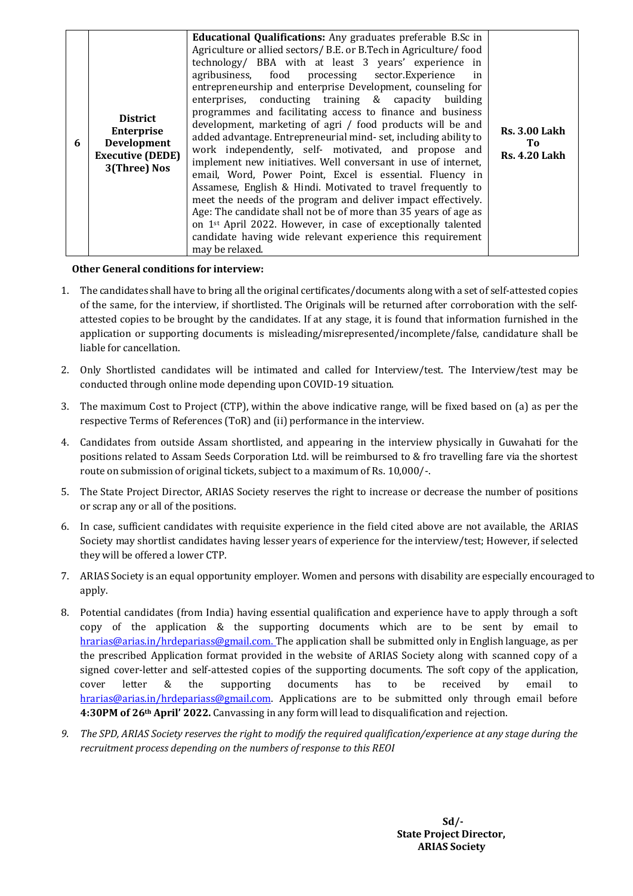| | | | |
|---|---|---|---|
| 6 | **District Enterprise Development Executive (DEDE) 3(Three) Nos** | **Educational Qualifications:** Any graduates preferable B.Sc in Agriculture or allied sectors/ B.E. or B.Tech in Agriculture/ food technology/ BBA with at least 3 years' experience in agribusiness, food processing sector.Experience in entrepreneurship and enterprise Development, counseling for enterprises, conducting training & capacity building programmes and facilitating access to finance and business development, marketing of agri / food products will be and added advantage. Entrepreneurial mind- set, including ability to work independently, self- motivated, and propose and implement new initiatives. Well conversant in use of internet, email, Word, Power Point, Excel is essential. Fluency in Assamese, English & Hindi. Motivated to travel frequently to meet the needs of the program and deliver impact effectively. Age: The candidate shall not be of more than 35 years of age as on 1st April 2022. However, in case of exceptionally talented candidate having wide relevant experience this requirement may be relaxed. | **Rs. 3.00 Lakh To Rs. 4.20 Lakh** |

**Other General conditions for interview:**

1. The candidates shall have to bring all the original certificates/documents along with a set of self-attested copies of the same, for the interview, if shortlisted. The Originals will be returned after corroboration with the self-attested copies to be brought by the candidates. If at any stage, it is found that information furnished in the application or supporting documents is misleading/misrepresented/incomplete/false, candidature shall be liable for cancellation.
2. Only Shortlisted candidates will be intimated and called for Interview/test. The Interview/test may be conducted through online mode depending upon COVID-19 situation.
3. The maximum Cost to Project (CTP), within the above indicative range, will be fixed based on (a) as per the respective Terms of References (ToR) and (ii) performance in the interview.
4. Candidates from outside Assam shortlisted, and appearing in the interview physically in Guwahati for the positions related to Assam Seeds Corporation Ltd. will be reimbursed to & fro travelling fare via the shortest route on submission of original tickets, subject to a maximum of Rs. 10,000/-.
5. The State Project Director, ARIAS Society reserves the right to increase or decrease the number of positions or scrap any or all of the positions.
6. In case, sufficient candidates with requisite experience in the field cited above are not available, the ARIAS Society may shortlist candidates having lesser years of experience for the interview/test; However, if selected they will be offered a lower CTP.
7. ARIAS Society is an equal opportunity employer. Women and persons with disability are especially encouraged to apply.
8. Potential candidates (from India) having essential qualification and experience have to apply through a soft copy of the application & the supporting documents which are to be sent by email to hrarias@arias.in/hrdepariass@gmail.com. The application shall be submitted only in English language, as per the prescribed Application format provided in the website of ARIAS Society along with scanned copy of a signed cover-letter and self-attested copies of the supporting documents. The soft copy of the application, cover letter & the supporting documents has to be received by email to hrarias@arias.in/hrdepariass@gmail.com. Applications are to be submitted only through email before **4:30PM of 26th April' 2022.** Canvassing in any form will lead to disqualification and rejection.
9. *The SPD, ARIAS Society reserves the right to modify the required qualification/experience at any stage during the recruitment process depending on the numbers of response to this REOI*

**Sd/-**
**State Project Director,**
**ARIAS Society**